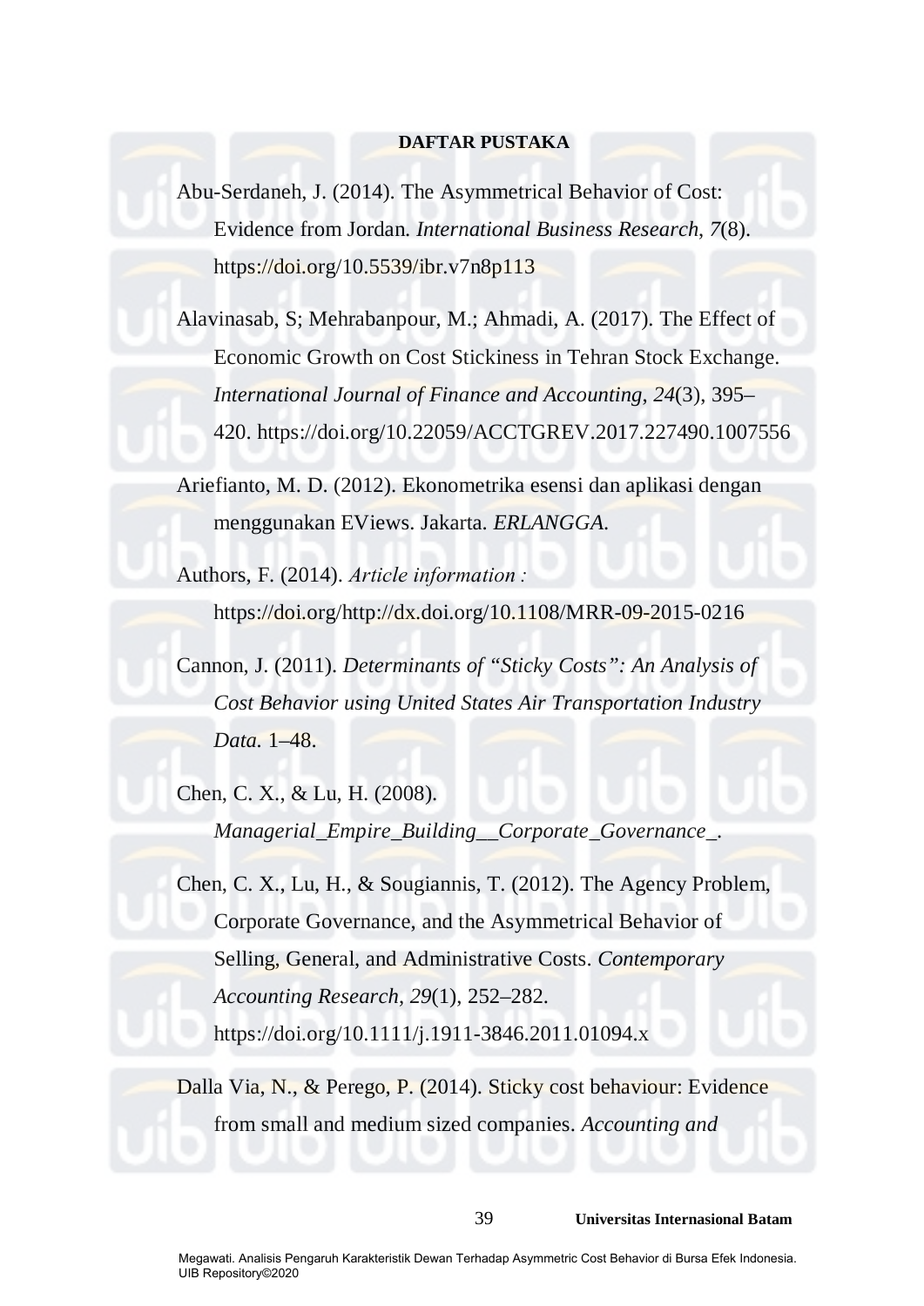**DAFTAR PUSTAKA**

Abu-Serdaneh, J. (2014). The Asymmetrical Behavior of Cost: Evidence from Jordan. *International Business Research*, *7*(8). https://doi.org/10.5539/ibr.v7n8p113

Alavinasab, S; Mehrabanpour, M.; Ahmadi, A. (2017). The Effect of Economic Growth on Cost Stickiness in Tehran Stock Exchange. *International Journal of Finance and Accounting*, *24*(3), 395–420. https://doi.org/10.22059/ACCTGREV.2017.227490.1007556

Ariefianto, M. D. (2012). Ekonometrika esensi dan aplikasi dengan menggunakan EViews. Jakarta. *ERLANGGA*.

Authors, F. (2014). *Article information :* https://doi.org/http://dx.doi.org/10.1108/MRR-09-2015-0216

Cannon, J. (2011). *Determinants of "Sticky Costs": An Analysis of Cost Behavior using United States Air Transportation Industry Data*. 1–48.

Chen, C. X., & Lu, H. (2008). *Managerial_Empire_Building__Corporate_Governance_*.

Chen, C. X., Lu, H., & Sougiannis, T. (2012). The Agency Problem, Corporate Governance, and the Asymmetrical Behavior of Selling, General, and Administrative Costs. *Contemporary Accounting Research*, *29*(1), 252–282. https://doi.org/10.1111/j.1911-3846.2011.01094.x

Dalla Via, N., & Perego, P. (2014). Sticky cost behaviour: Evidence from small and medium sized companies. *Accounting and*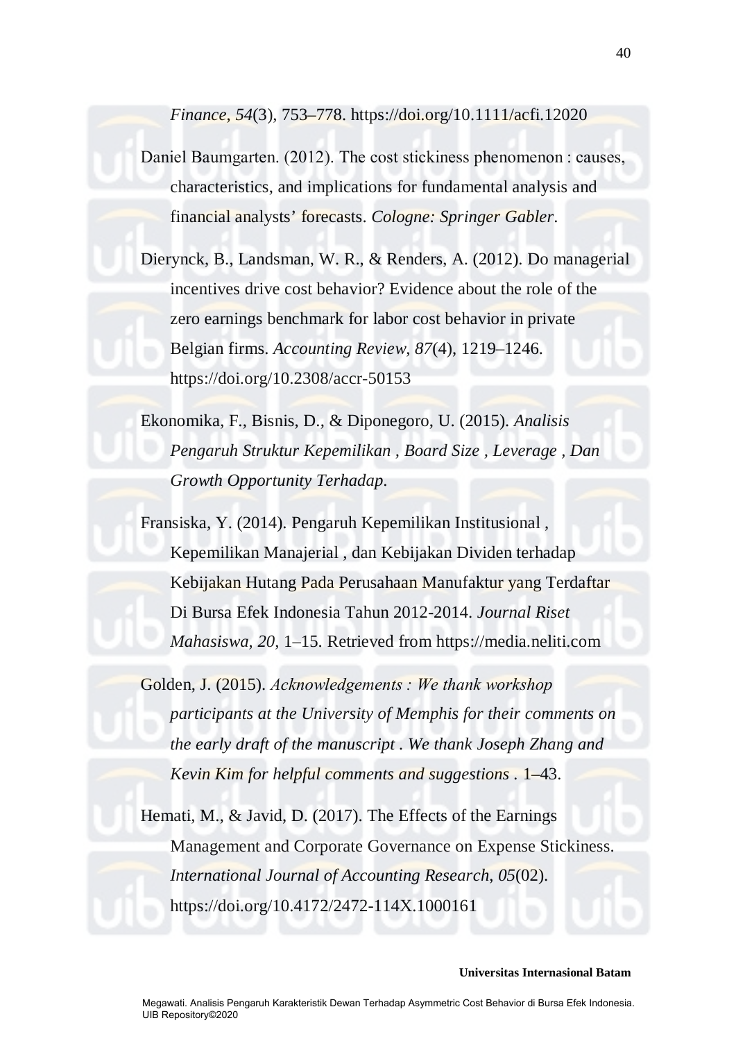*Finance*, *54*(3), 753–778. https://doi.org/10.1111/acfi.12020

Daniel Baumgarten. (2012). The cost stickiness phenomenon : causes, characteristics, and implications for fundamental analysis and financial analysts' forecasts. *Cologne: Springer Gabler*.

Dierynck, B., Landsman, W. R., & Renders, A. (2012). Do managerial incentives drive cost behavior? Evidence about the role of the zero earnings benchmark for labor cost behavior in private Belgian firms. *Accounting Review*, *87*(4), 1219–1246. https://doi.org/10.2308/accr-50153

Ekonomika, F., Bisnis, D., & Diponegoro, U. (2015). *Analisis Pengaruh Struktur Kepemilikan , Board Size , Leverage , Dan Growth Opportunity Terhadap*.

Fransiska, Y. (2014). Pengaruh Kepemilikan Institusional , Kepemilikan Manajerial , dan Kebijakan Dividen terhadap Kebijakan Hutang Pada Perusahaan Manufaktur yang Terdaftar Di Bursa Efek Indonesia Tahun 2012-2014. *Journal Riset Mahasiswa*, *20*, 1–15. Retrieved from https://media.neliti.com

Golden, J. (2015). *Acknowledgements : We thank workshop participants at the University of Memphis for their comments on the early draft of the manuscript . We thank Joseph Zhang and Kevin Kim for helpful comments and suggestions* . 1–43.

Hemati, M., & Javid, D. (2017). The Effects of the Earnings Management and Corporate Governance on Expense Stickiness. *International Journal of Accounting Research*, *05*(02). https://doi.org/10.4172/2472-114X.1000161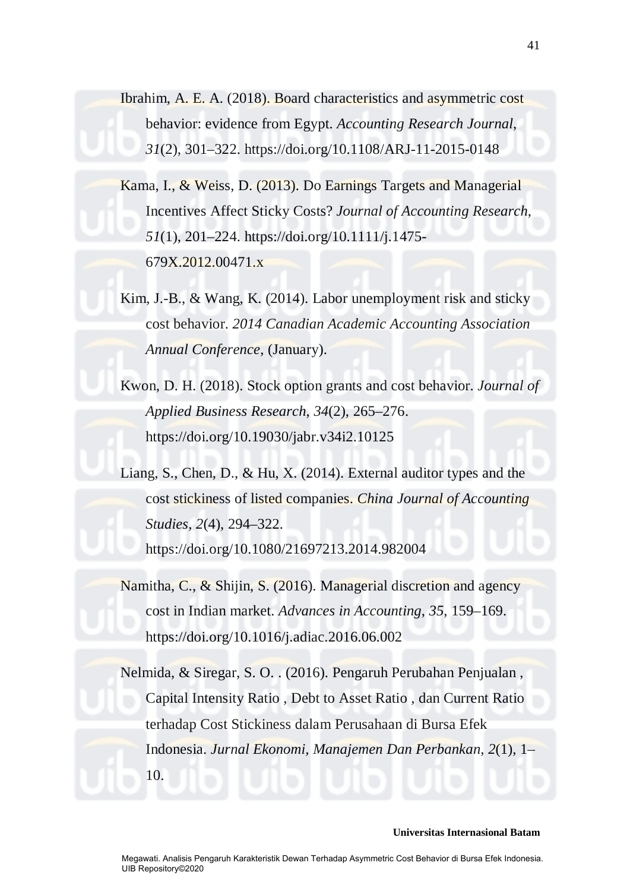Ibrahim, A. E. A. (2018). Board characteristics and asymmetric cost behavior: evidence from Egypt. *Accounting Research Journal*, *31*(2), 301–322. https://doi.org/10.1108/ARJ-11-2015-0148

Kama, I., & Weiss, D. (2013). Do Earnings Targets and Managerial Incentives Affect Sticky Costs? *Journal of Accounting Research*, *51*(1), 201–224. https://doi.org/10.1111/j.1475-679X.2012.00471.x

Kim, J.-B., & Wang, K. (2014). Labor unemployment risk and sticky cost behavior. *2014 Canadian Academic Accounting Association Annual Conference*, (January).

Kwon, D. H. (2018). Stock option grants and cost behavior. *Journal of Applied Business Research*, *34*(2), 265–276. https://doi.org/10.19030/jabr.v34i2.10125

Liang, S., Chen, D., & Hu, X. (2014). External auditor types and the cost stickiness of listed companies. *China Journal of Accounting Studies*, *2*(4), 294–322. https://doi.org/10.1080/21697213.2014.982004

Namitha, C., & Shijin, S. (2016). Managerial discretion and agency cost in Indian market. *Advances in Accounting*, *35*, 159–169. https://doi.org/10.1016/j.adiac.2016.06.002

Nelmida, & Siregar, S. O. . (2016). Pengaruh Perubahan Penjualan , Capital Intensity Ratio , Debt to Asset Ratio , dan Current Ratio terhadap Cost Stickiness dalam Perusahaan di Bursa Efek Indonesia. *Jurnal Ekonomi, Manajemen Dan Perbankan*, *2*(1), 1–10.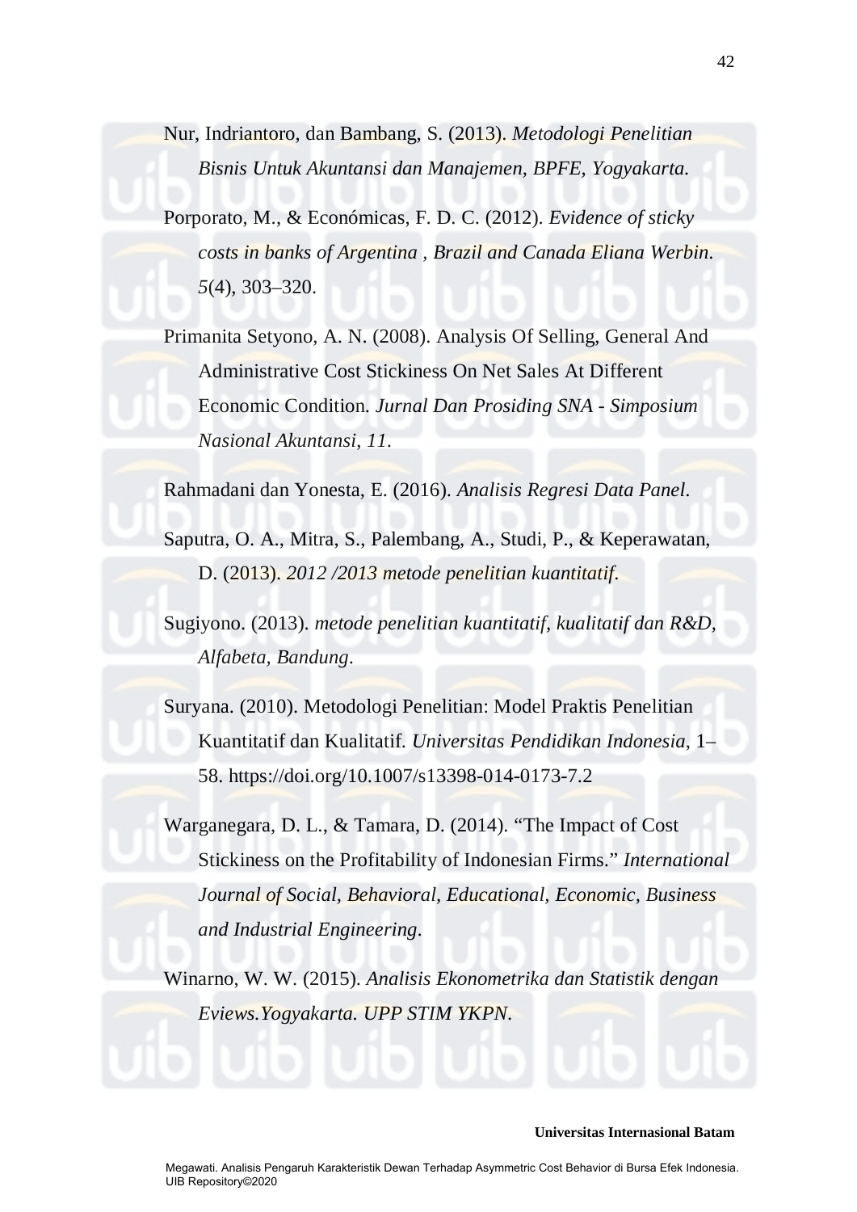Nur, Indriantoro, dan Bambang, S. (2013). *Metodologi Penelitian Bisnis Untuk Akuntansi dan Manajemen, BPFE, Yogyakarta.*

Porporato, M., & Económicas, F. D. C. (2012). *Evidence of sticky costs in banks of Argentina , Brazil and Canada Eliana Werbin*. *5*(4), 303–320.

Primanita Setyono, A. N. (2008). Analysis Of Selling, General And Administrative Cost Stickiness On Net Sales At Different Economic Condition. *Jurnal Dan Prosiding SNA - Simposium Nasional Akuntansi*, *11*.

Rahmadani dan Yonesta, E. (2016). *Analisis Regresi Data Panel*.

Saputra, O. A., Mitra, S., Palembang, A., Studi, P., & Keperawatan, D. (2013). *2012 /2013 metode penelitian kuantitatif*.

Sugiyono. (2013). *metode penelitian kuantitatif, kualitatif dan R&D, Alfabeta, Bandung*.

Suryana. (2010). Metodologi Penelitian: Model Praktis Penelitian Kuantitatif dan Kualitatif. *Universitas Pendidikan Indonesia*, 1–58. https://doi.org/10.1007/s13398-014-0173-7.2

Warganegara, D. L., & Tamara, D. (2014). "The Impact of Cost Stickiness on the Profitability of Indonesian Firms." *International Journal of Social, Behavioral, Educational, Economic, Business and Industrial Engineering*.

Winarno, W. W. (2015). *Analisis Ekonometrika dan Statistik dengan Eviews.Yogyakarta. UPP STIM YKPN*.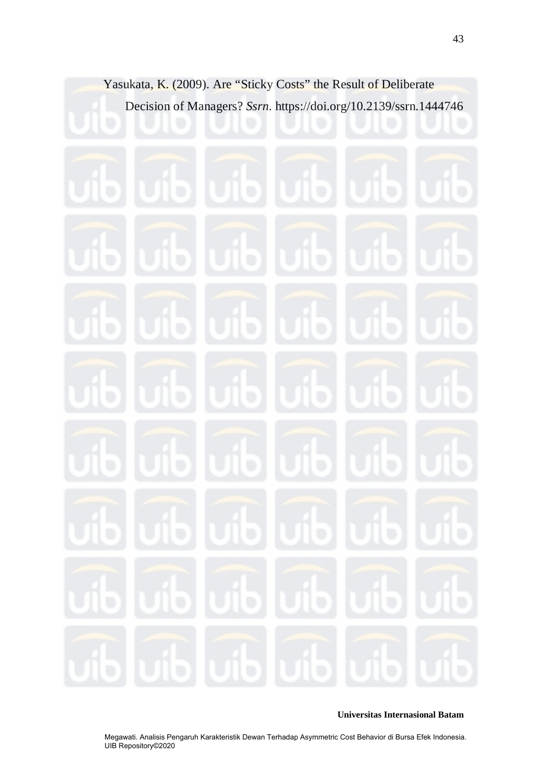Yasukata, K. (2009). Are "Sticky Costs" the Result of Deliberate Decision of Managers? *Ssrn*. https://doi.org/10.2139/ssrn.1444746